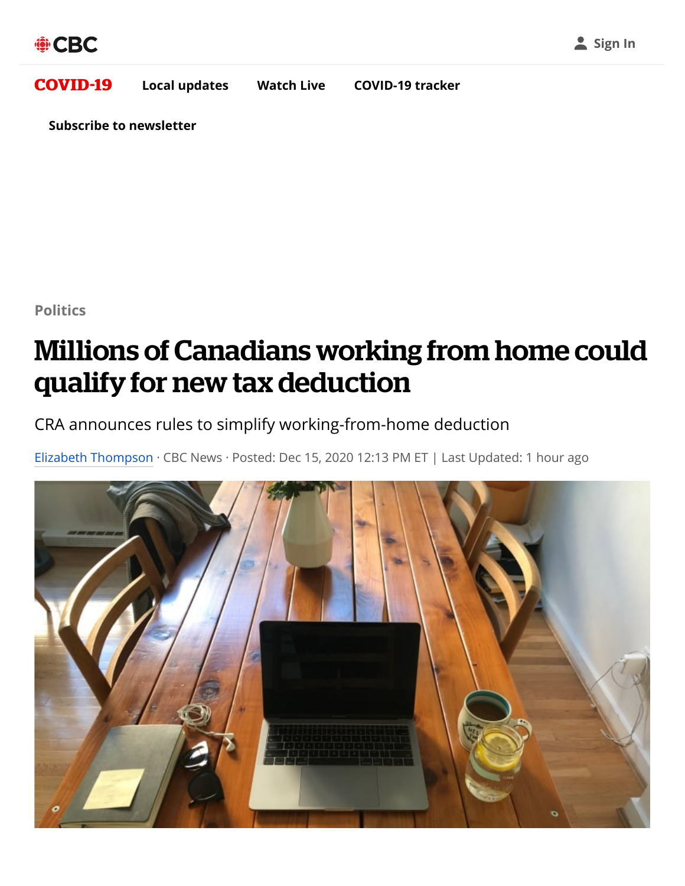Politics

# Millions of Canadians working from home could qualify for new tax deduction

CRA announces rules to simplify working-from-home deduction

Elizabeth Thompson · CBC News · Posted: Dec 15, 2020 12:13 PM ET | Last Updated: 1 hour ago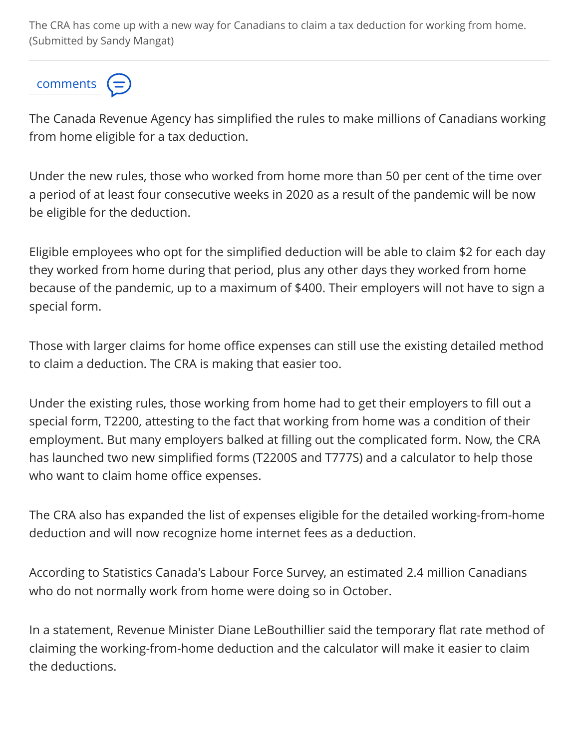The CRA has come up with a new way for Canadians to claim a tax deduction for working from home. (Submitted by Sandy Mangat)

comments

The Canada Revenue Agency has simplified the rules to make millions of Canadians working from home eligible for a tax deduction.

Under the new rules, those who worked from home more than 50 per cent of the time over a period of at least four consecutive weeks in 2020 as a result of the pandemic will be now be eligible for the deduction.

Eligible employees who opt for the simplified deduction will be able to claim $2 for each day they worked from home during that period, plus any other days they worked from home because of the pandemic, up to a maximum of $400. Their employers will not have to sign a special form.

Those with larger claims for home office expenses can still use the existing detailed method to claim a deduction. The CRA is making that easier too.

Under the existing rules, those working from home had to get their employers to fill out a special form, T2200, attesting to the fact that working from home was a condition of their employment. But many employers balked at filling out the complicated form. Now, the CRA has launched two new simplified forms (T2200S and T777S) and a calculator to help those who want to claim home office expenses.

The CRA also has expanded the list of expenses eligible for the detailed working-from-home deduction and will now recognize home internet fees as a deduction.

According to Statistics Canada's Labour Force Survey, an estimated 2.4 million Canadians who do not normally work from home were doing so in October.

In a statement, Revenue Minister Diane LeBouthillier said the temporary flat rate method of claiming the working-from-home deduction and the calculator will make it easier to claim the deductions.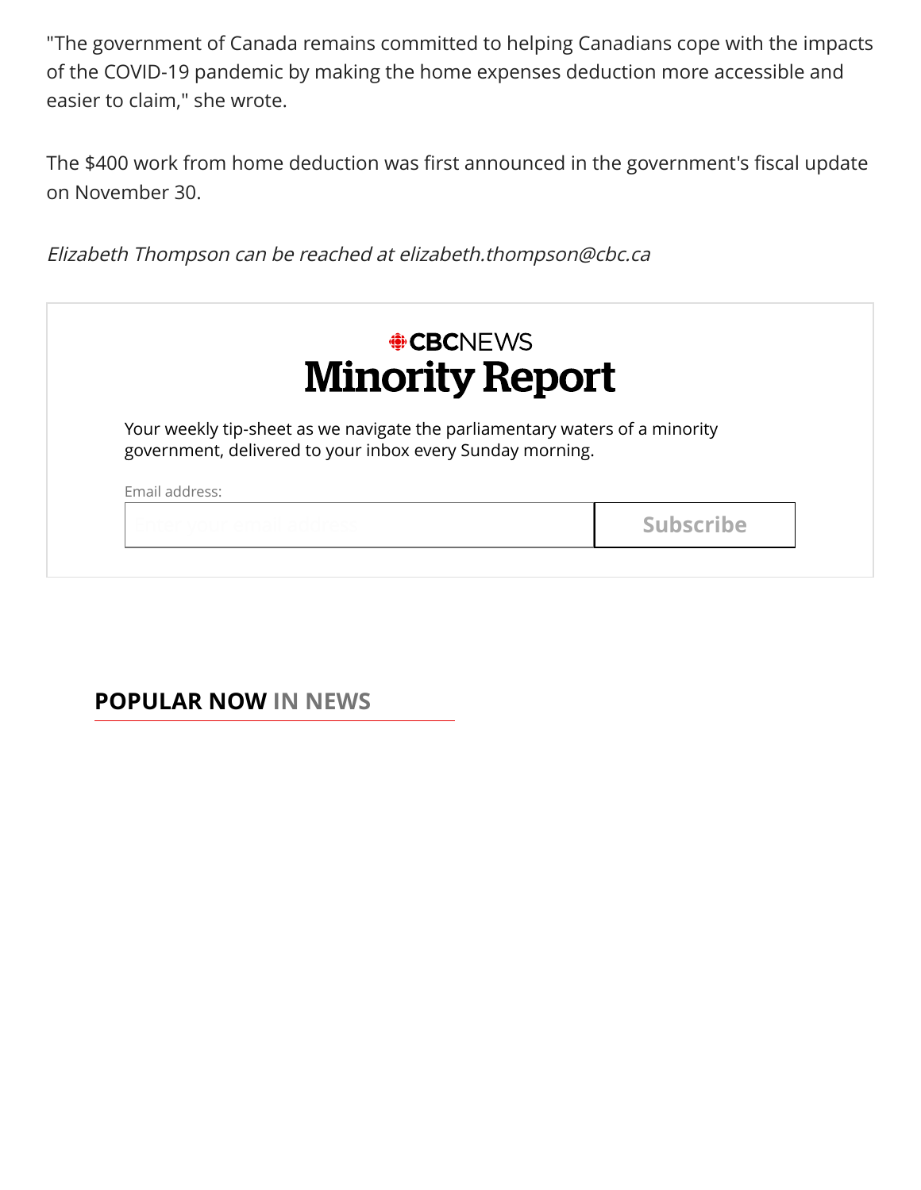"The government of Canada remains committed to helping Canadians cope with the impacts of the COVID-19 pandemic by making the home expenses deduction more accessible and easier to claim," she wrote.

The $400 work from home deduction was first announced in the government's fiscal update on November 30.

*Elizabeth Thompson can be reached at elizabeth.thompson@cbc.ca*

CBCNEWS

**Minority Report**

Your weekly tip-sheet as we navigate the parliamentary waters of a minority government, delivered to your inbox every Sunday morning.

Email address:

Subscribe

**POPULAR NOW** IN NEWS